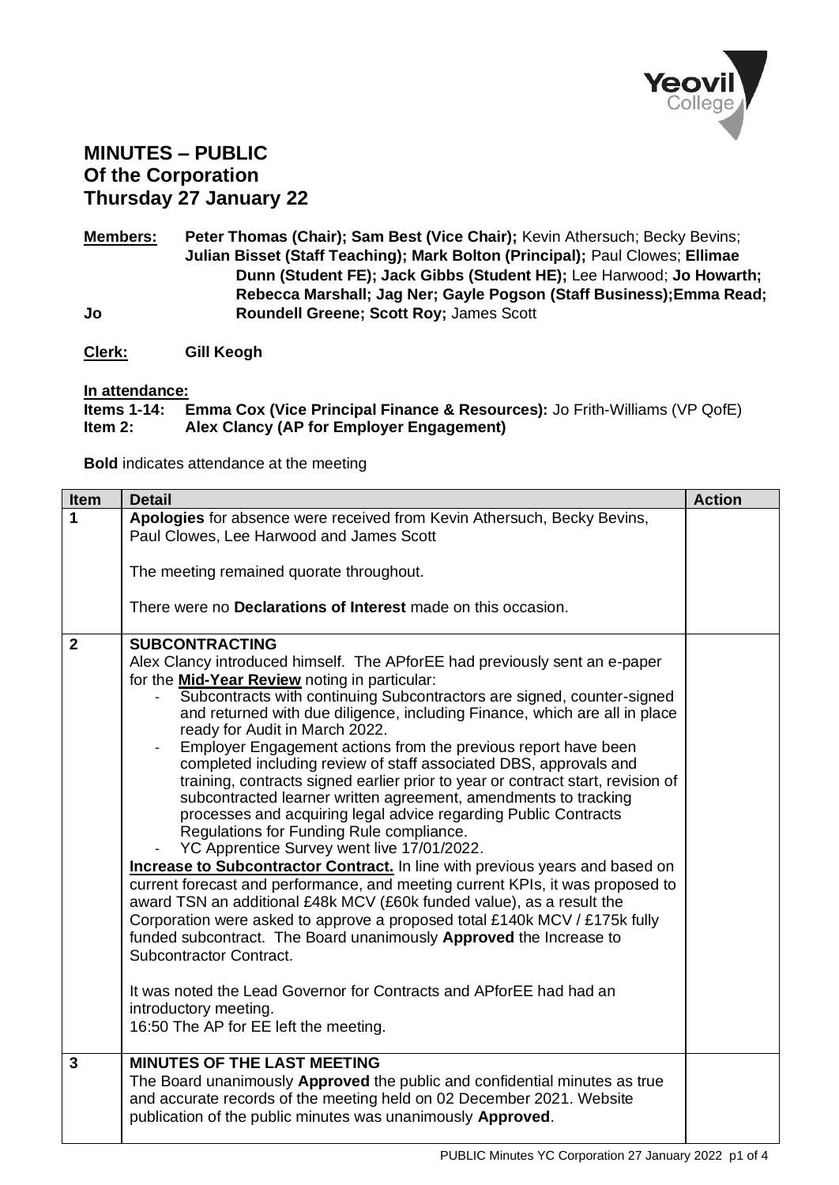# MINUTES – PUBLIC
## Of the Corporation
## Thursday 27 January 22

**Members:** **Peter Thomas (Chair); Sam Best (Vice Chair);** Kevin Athersuch; Becky Bevins; **Julian Bisset (Staff Teaching); Mark Bolton (Principal);** Paul Clowes; **Ellimae Dunn (Student FE); Jack Gibbs (Student HE);** Lee Harwood; **Jo Howarth; Rebecca Marshall; Jag Ner; Gayle Pogson (Staff Business);Emma Read; Jo Roundell Greene; Scott Roy;** James Scott

**Clerk:** **Gill Keogh**

**In attendance:**
**Items 1-14:** **Emma Cox (Vice Principal Finance & Resources):** Jo Frith-Williams (VP QofE)
**Item 2:** **Alex Clancy (AP for Employer Engagement)**

**Bold** indicates attendance at the meeting

| Item | Detail | Action |
|---|---|---|
| 1 | **Apologies** for absence were received from Kevin Athersuch, Becky Bevins, Paul Clowes, Lee Harwood and James Scott<br><br>The meeting remained quorate throughout.<br><br>There were no **Declarations of Interest** made on this occasion. | |
| 2 | **SUBCONTRACTING**<br>Alex Clancy introduced himself. The APforEE had previously sent an e-paper for the **Mid-Year Review** noting in particular:<br>- Subcontracts with continuing Subcontractors are signed, counter-signed and returned with due diligence, including Finance, which are all in place ready for Audit in March 2022.<br>- Employer Engagement actions from the previous report have been completed including review of staff associated DBS, approvals and training, contracts signed earlier prior to year or contract start, revision of subcontracted learner written agreement, amendments to tracking processes and acquiring legal advice regarding Public Contracts Regulations for Funding Rule compliance.<br>- YC Apprentice Survey went live 17/01/2022.<br>**Increase to Subcontractor Contract.** In line with previous years and based on current forecast and performance, and meeting current KPIs, it was proposed to award TSN an additional £48k MCV (£60k funded value), as a result the Corporation were asked to approve a proposed total £140k MCV / £175k fully funded subcontract. The Board unanimously **Approved** the Increase to Subcontractor Contract.<br><br>It was noted the Lead Governor for Contracts and APforEE had had an introductory meeting.<br>16:50 The AP for EE left the meeting. | |
| 3 | **MINUTES OF THE LAST MEETING**<br>The Board unanimously **Approved** the public and confidential minutes as true and accurate records of the meeting held on 02 December 2021. Website publication of the public minutes was unanimously **Approved**. | |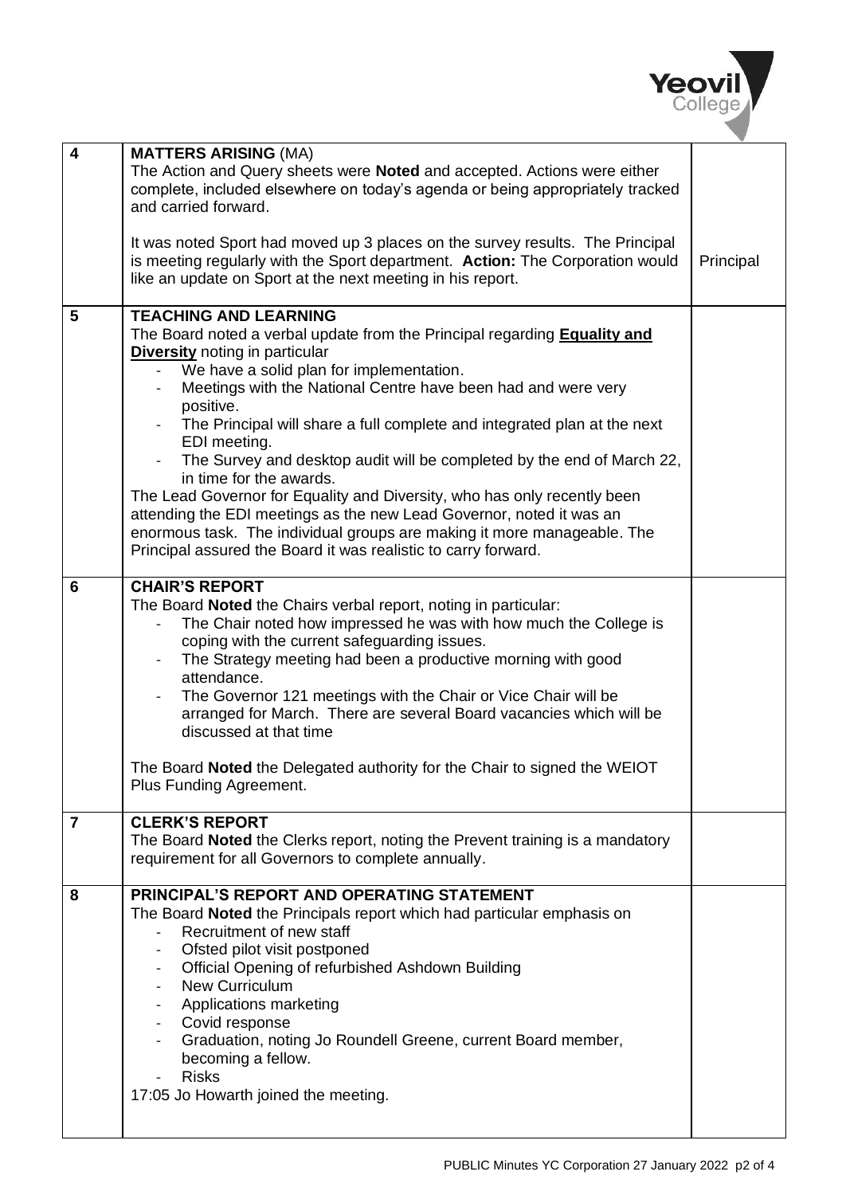| | | |
|---|---|---|
| **4** | **MATTERS ARISING** (MA)<br>The Action and Query sheets were **Noted** and accepted. Actions were either complete, included elsewhere on today's agenda or being appropriately tracked and carried forward.<br><br>It was noted Sport had moved up 3 places on the survey results. The Principal is meeting regularly with the Sport department. **Action:** The Corporation would like an update on Sport at the next meeting in his report. | Principal |
| **5** | **TEACHING AND LEARNING**<br>The Board noted a verbal update from the Principal regarding **Equality and Diversity** noting in particular<br>- We have a solid plan for implementation.<br>- Meetings with the National Centre have been had and were very positive.<br>- The Principal will share a full complete and integrated plan at the next EDI meeting.<br>- The Survey and desktop audit will be completed by the end of March 22, in time for the awards.<br>The Lead Governor for Equality and Diversity, who has only recently been attending the EDI meetings as the new Lead Governor, noted it was an enormous task. The individual groups are making it more manageable. The Principal assured the Board it was realistic to carry forward. | |
| **6** | **CHAIR'S REPORT**<br>The Board **Noted** the Chairs verbal report, noting in particular:<br>- The Chair noted how impressed he was with how much the College is coping with the current safeguarding issues.<br>- The Strategy meeting had been a productive morning with good attendance.<br>- The Governor 121 meetings with the Chair or Vice Chair will be arranged for March. There are several Board vacancies which will be discussed at that time<br><br>The Board **Noted** the Delegated authority for the Chair to signed the WEIOT Plus Funding Agreement. | |
| **7** | **CLERK'S REPORT**<br>The Board **Noted** the Clerks report, noting the Prevent training is a mandatory requirement for all Governors to complete annually. | |
| **8** | **PRINCIPAL'S REPORT AND OPERATING STATEMENT**<br>The Board **Noted** the Principals report which had particular emphasis on<br>- Recruitment of new staff<br>- Ofsted pilot visit postponed<br>- Official Opening of refurbished Ashdown Building<br>- New Curriculum<br>- Applications marketing<br>- Covid response<br>- Graduation, noting Jo Roundell Greene, current Board member, becoming a fellow.<br>- Risks<br>17:05 Jo Howarth joined the meeting. | |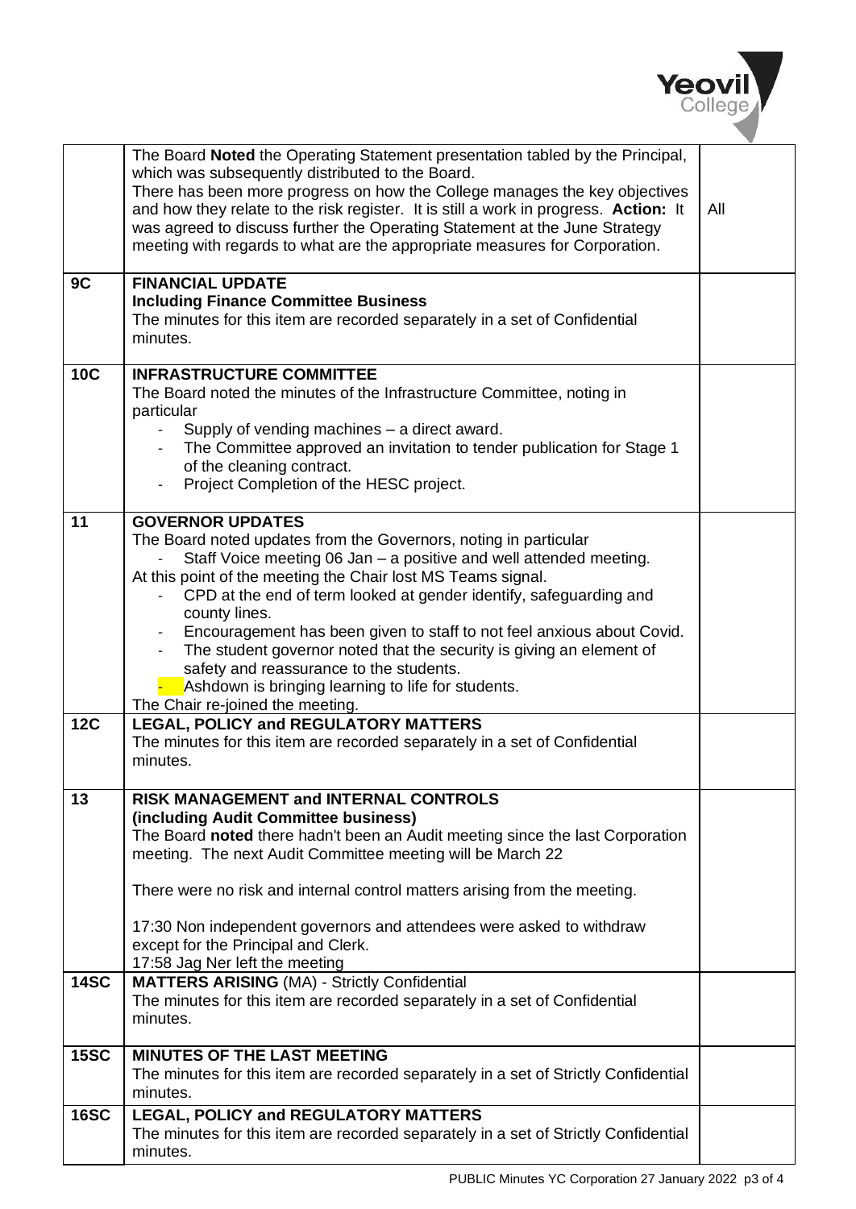| | | |
|---|---|---|
| | The Board **Noted** the Operating Statement presentation tabled by the Principal, which was subsequently distributed to the Board.<br>There has been more progress on how the College manages the key objectives and how they relate to the risk register. It is still a work in progress. **Action:** It was agreed to discuss further the Operating Statement at the June Strategy meeting with regards to what are the appropriate measures for Corporation. | All |
| **9C** | **FINANCIAL UPDATE**<br>**Including Finance Committee Business**<br>The minutes for this item are recorded separately in a set of Confidential minutes. | |
| **10C** | **INFRASTRUCTURE COMMITTEE**<br>The Board noted the minutes of the Infrastructure Committee, noting in particular<br>- Supply of vending machines – a direct award.<br>- The Committee approved an invitation to tender publication for Stage 1 of the cleaning contract.<br>- Project Completion of the HESC project. | |
| **11** | **GOVERNOR UPDATES**<br>The Board noted updates from the Governors, noting in particular<br>- Staff Voice meeting 06 Jan – a positive and well attended meeting.<br>At this point of the meeting the Chair lost MS Teams signal.<br>- CPD at the end of term looked at gender identify, safeguarding and county lines.<br>- Encouragement has been given to staff to not feel anxious about Covid.<br>- The student governor noted that the security is giving an element of safety and reassurance to the students.<br>- Ashdown is bringing learning to life for students.<br>The Chair re-joined the meeting. | |
| **12C** | **LEGAL, POLICY and REGULATORY MATTERS**<br>The minutes for this item are recorded separately in a set of Confidential minutes. | |
| **13** | **RISK MANAGEMENT and INTERNAL CONTROLS**<br>**(including Audit Committee business)**<br>The Board **noted** there hadn't been an Audit meeting since the last Corporation meeting. The next Audit Committee meeting will be March 22<br><br>There were no risk and internal control matters arising from the meeting.<br><br>17:30 Non independent governors and attendees were asked to withdraw except for the Principal and Clerk.<br>17:58 Jag Ner left the meeting | |
| **14SC** | **MATTERS ARISING** (MA) - Strictly Confidential<br>The minutes for this item are recorded separately in a set of Confidential minutes. | |
| **15SC** | **MINUTES OF THE LAST MEETING**<br>The minutes for this item are recorded separately in a set of Strictly Confidential minutes. | |
| **16SC** | **LEGAL, POLICY and REGULATORY MATTERS**<br>The minutes for this item are recorded separately in a set of Strictly Confidential minutes. | |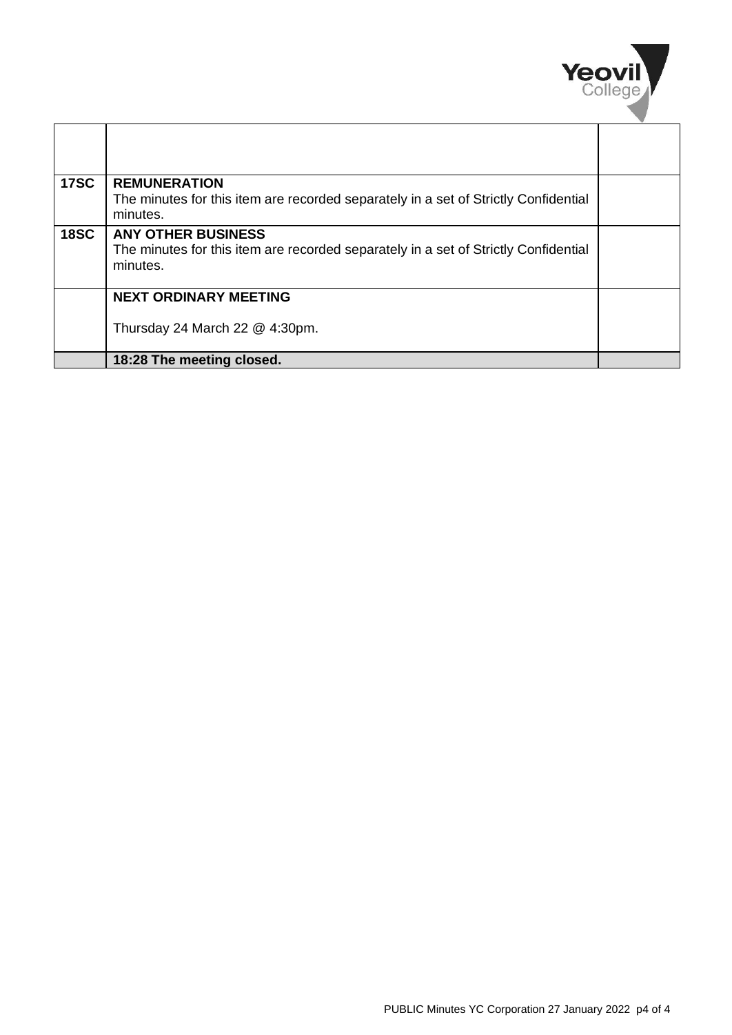| | | |
|---|---|---|
| | | |
| **17SC** | **REMUNERATION**<br>The minutes for this item are recorded separately in a set of Strictly Confidential minutes. | |
| **18SC** | **ANY OTHER BUSINESS**<br>The minutes for this item are recorded separately in a set of Strictly Confidential minutes. | |
| | **NEXT ORDINARY MEETING**<br><br>Thursday 24 March 22 @ 4:30pm. | |
| | **18:28 The meeting closed.** | |